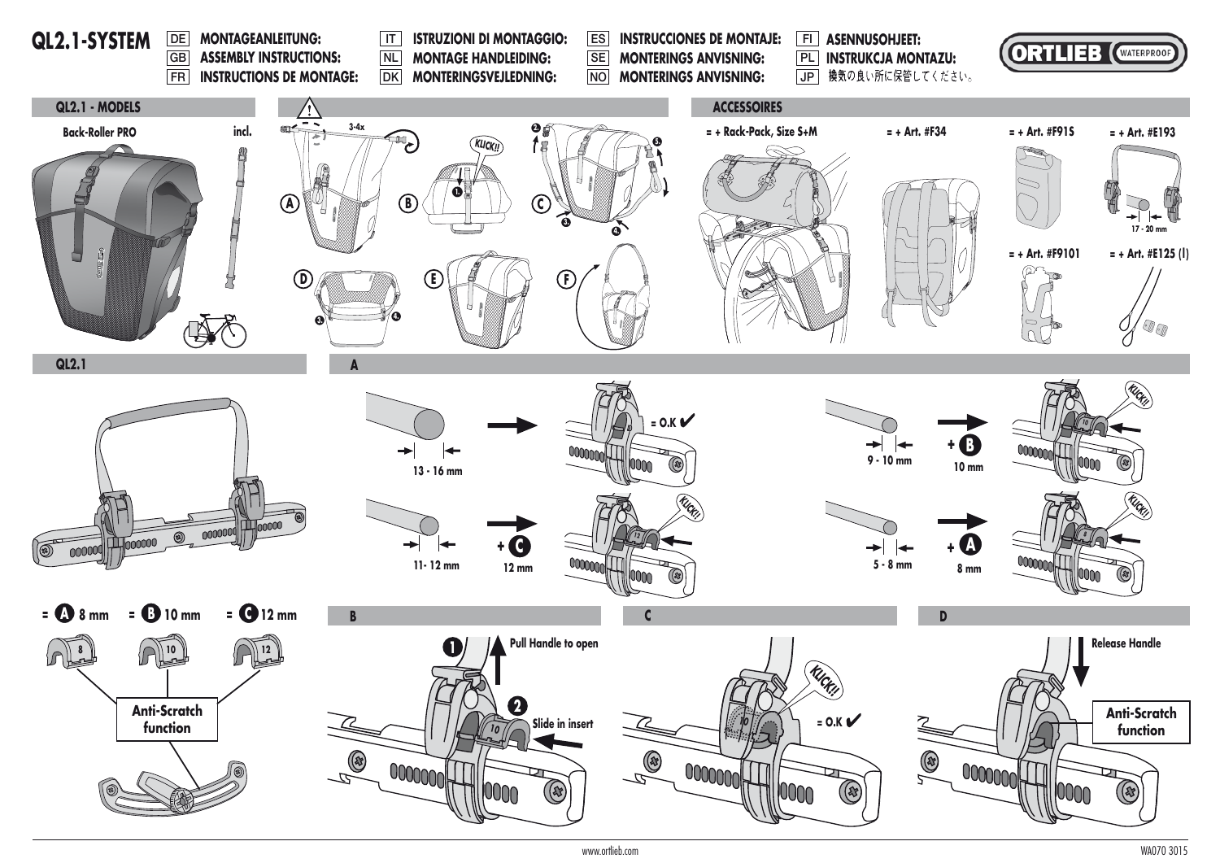# QL2.1-SYSTEM

DE **MONTAGEANLEITUNG:**
GB **ASSEMBLY INSTRUCTIONS:**
FR **INSTRUCTIONS DE MONTAGE:**
IT **ISTRUZIONI DI MONTAGGIO:**
NL **MONTAGE HANDLEIDING:**
DK **MONTERINGSVEJLEDNING:**
ES **INSTRUCCIONES DE MONTAJE:**
SE **MONTERINGS ANVISNING:**
NO **MONTERINGS ANVISNING:**
FI **ASENNUSOHJEET:**
PL **INSTRUKCJA MONTAZU:**
JP 换気の良い所に保管してください。

ORTLIEB WATERPROOF

## QL2.1 - MODELS

**Back-Roller PRO** — incl.

3-4x

KLICK!!

A B C D E F

## ACCESSOIRES

= + Rack-Pack, Size S+M

= + Art. #F34

= + Art. #F91S

= + Art. #E193

17 - 20 mm

= + Art. #F9101

= + Art. #E125 (I)

## QL2.1

= A 8 mm = B 10 mm = C 12 mm

8 10 12

**Anti-Scratch function**

## A

13 - 16 mm → = O.K ✔

11- 12 mm → + C 12 mm — KLICK!!

9 - 10 mm → + B 10 mm — KLICK!!

5 - 8 mm → + A 8 mm — KLICK!!

## B

1 Pull Handle to open

2 Slide in insert

## C

KLICK!!

= O.K ✔

## D

Release Handle

**Anti-Scratch function**

www.ortlieb.com

WA070 3015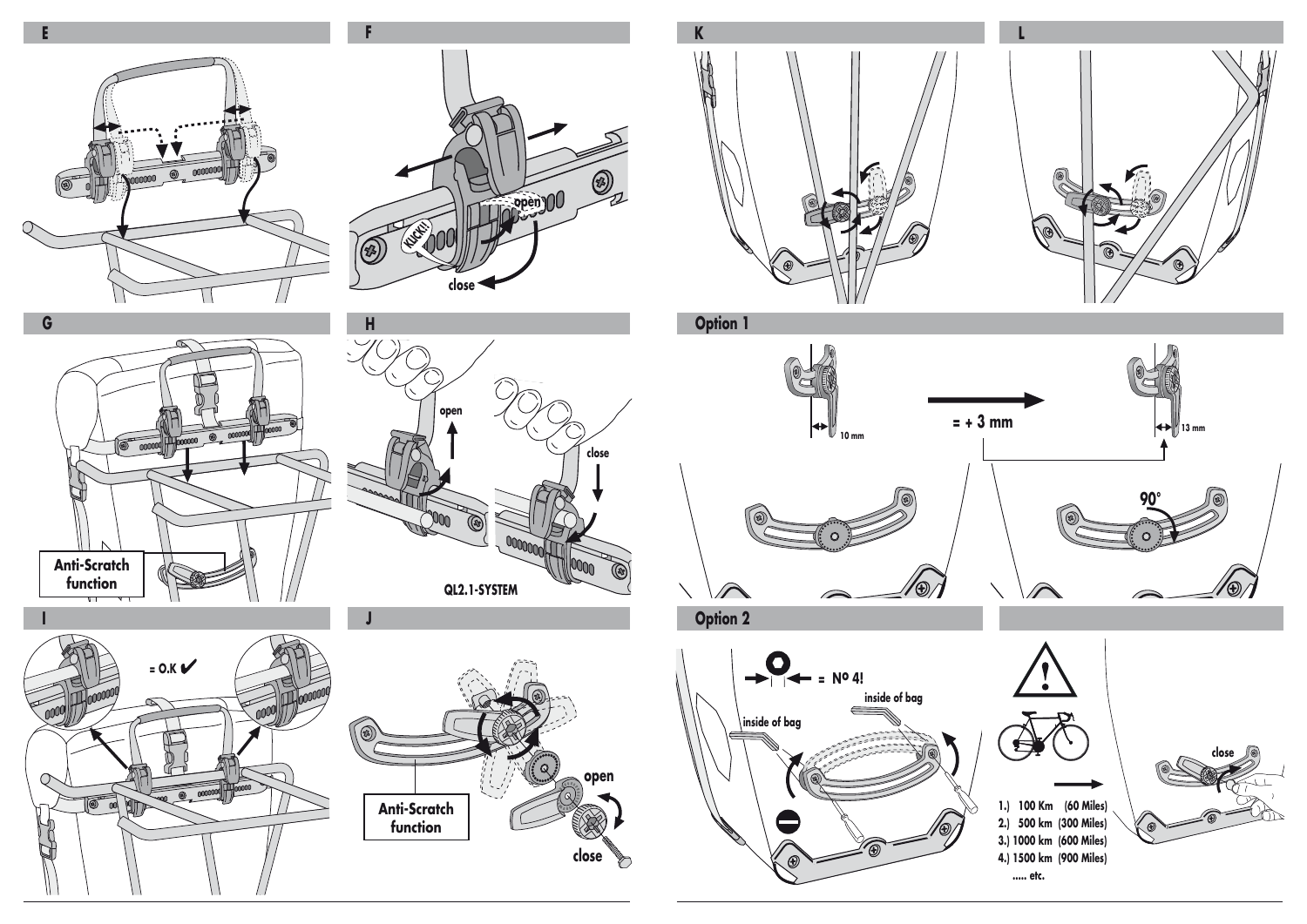## E

## F

KLICK!

open

close

## G

Anti-Scratch function

## H

open

close

QL2.1-SYSTEM

## I

= O.K ✔

## J

Anti-Scratch function

open

close

## K

## L

## Option 1

10 mm

= + 3 mm

13 mm

90°

## Option 2

= Nº 4!

inside of bag

inside of bag

1.) 100 Km (60 Miles)
2.) 500 km (300 Miles)
3.) 1000 km (600 Miles)
4.) 1500 km (900 Miles)
..... etc.

close